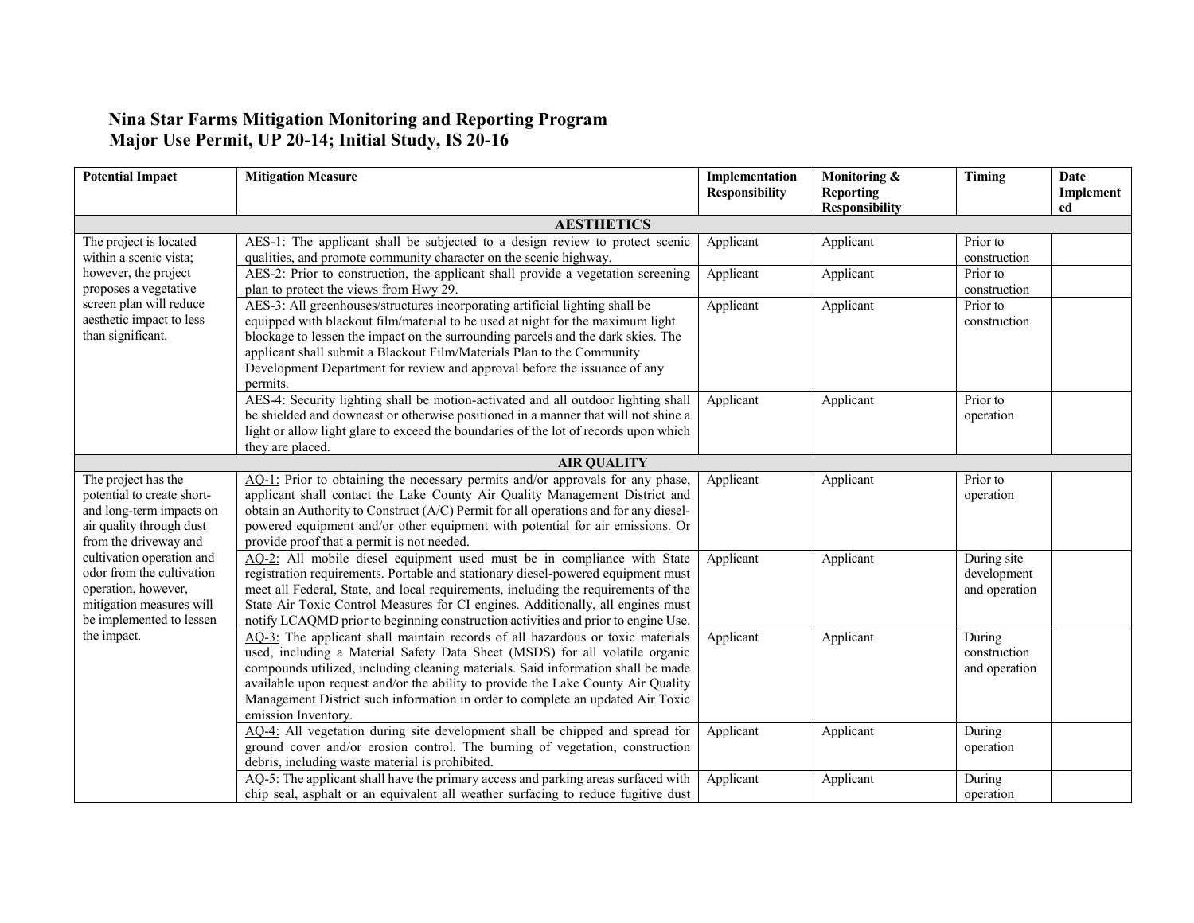# Nina Star Farms Mitigation Monitoring and Reporting Program
## Major Use Permit, UP 20-14; Initial Study, IS 20-16

| Potential Impact | Mitigation Measure | Implementation Responsibility | Monitoring & Reporting Responsibility | Timing | Date Implemented |
|---|---|---|---|---|---|
| **AESTHETICS** | | | | | |
| The project is located within a scenic vista; however, the project proposes a vegetative screen plan will reduce aesthetic impact to less than significant. | AES-1: The applicant shall be subjected to a design review to protect scenic qualities, and promote community character on the scenic highway. | Applicant | Applicant | Prior to construction | |
| | AES-2: Prior to construction, the applicant shall provide a vegetation screening plan to protect the views from Hwy 29. | Applicant | Applicant | Prior to construction | |
| | AES-3: All greenhouses/structures incorporating artificial lighting shall be equipped with blackout film/material to be used at night for the maximum light blockage to lessen the impact on the surrounding parcels and the dark skies. The applicant shall submit a Blackout Film/Materials Plan to the Community Development Department for review and approval before the issuance of any permits. | Applicant | Applicant | Prior to construction | |
| | AES-4: Security lighting shall be motion-activated and all outdoor lighting shall be shielded and downcast or otherwise positioned in a manner that will not shine a light or allow light glare to exceed the boundaries of the lot of records upon which they are placed. | Applicant | Applicant | Prior to operation | |
| **AIR QUALITY** | | | | | |
| The project has the potential to create short- and long-term impacts on air quality through dust from the driveway and cultivation operation and odor from the cultivation operation, however, mitigation measures will be implemented to lessen the impact. | AQ-1: Prior to obtaining the necessary permits and/or approvals for any phase, applicant shall contact the Lake County Air Quality Management District and obtain an Authority to Construct (A/C) Permit for all operations and for any diesel-powered equipment and/or other equipment with potential for air emissions. Or provide proof that a permit is not needed. | Applicant | Applicant | Prior to operation | |
| | AQ-2: All mobile diesel equipment used must be in compliance with State registration requirements. Portable and stationary diesel-powered equipment must meet all Federal, State, and local requirements, including the requirements of the State Air Toxic Control Measures for CI engines. Additionally, all engines must notify LCAQMD prior to beginning construction activities and prior to engine Use. | Applicant | Applicant | During site development and operation | |
| | AQ-3: The applicant shall maintain records of all hazardous or toxic materials used, including a Material Safety Data Sheet (MSDS) for all volatile organic compounds utilized, including cleaning materials. Said information shall be made available upon request and/or the ability to provide the Lake County Air Quality Management District such information in order to complete an updated Air Toxic emission Inventory. | Applicant | Applicant | During construction and operation | |
| | AQ-4: All vegetation during site development shall be chipped and spread for ground cover and/or erosion control. The burning of vegetation, construction debris, including waste material is prohibited. | Applicant | Applicant | During operation | |
| | AQ-5: The applicant shall have the primary access and parking areas surfaced with chip seal, asphalt or an equivalent all weather surfacing to reduce fugitive dust | Applicant | Applicant | During operation | |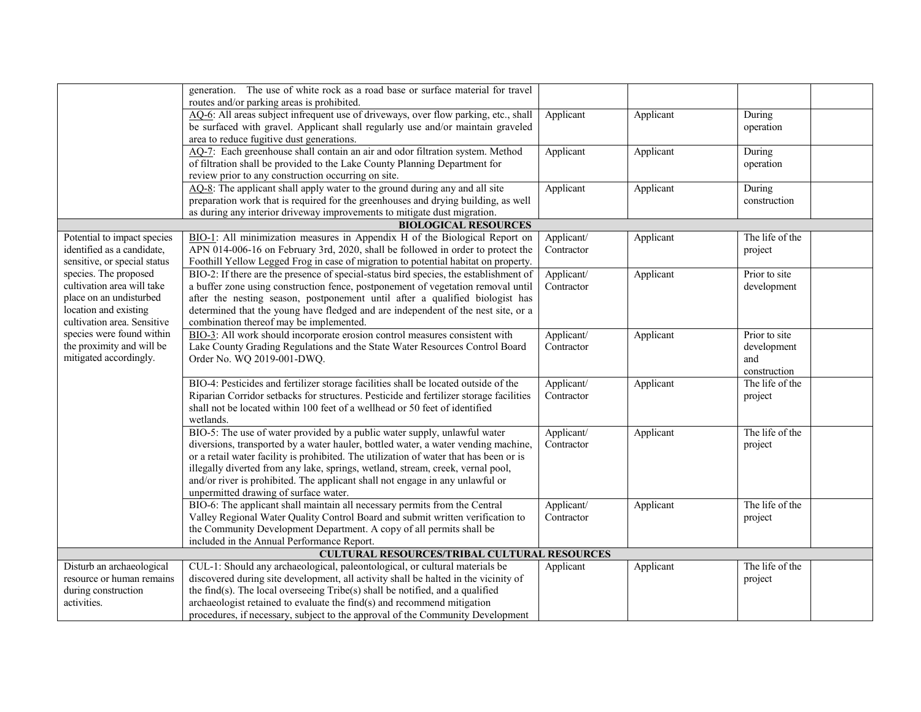| | | | | | |
|---|---|---|---|---|---|
| | generation. The use of white rock as a road base or surface material for travel routes and/or parking areas is prohibited. | | | | |
| | AQ-6: All areas subject infrequent use of driveways, over flow parking, etc., shall be surfaced with gravel. Applicant shall regularly use and/or maintain graveled area to reduce fugitive dust generations. | Applicant | Applicant | During operation | |
| | AQ-7: Each greenhouse shall contain an air and odor filtration system. Method of filtration shall be provided to the Lake County Planning Department for review prior to any construction occurring on site. | Applicant | Applicant | During operation | |
| | AQ-8: The applicant shall apply water to the ground during any and all site preparation work that is required for the greenhouses and drying building, as well as during any interior driveway improvements to mitigate dust migration. | Applicant | Applicant | During construction | |
| **BIOLOGICAL RESOURCES** | | | | | |
| Potential to impact species identified as a candidate, sensitive, or special status species. The proposed cultivation area will take place on an undisturbed location and existing cultivation area. Sensitive species were found within the proximity and will be mitigated accordingly. | BIO-1: All minimization measures in Appendix H of the Biological Report on APN 014-006-16 on February 3rd, 2020, shall be followed in order to protect the Foothill Yellow Legged Frog in case of migration to potential habitat on property. | Applicant/ Contractor | Applicant | The life of the project | |
| | BIO-2: If there are the presence of special-status bird species, the establishment of a buffer zone using construction fence, postponement of vegetation removal until after the nesting season, postponement until after a qualified biologist has determined that the young have fledged and are independent of the nest site, or a combination thereof may be implemented. | Applicant/ Contractor | Applicant | Prior to site development | |
| | BIO-3: All work should incorporate erosion control measures consistent with Lake County Grading Regulations and the State Water Resources Control Board Order No. WQ 2019-001-DWQ. | Applicant/ Contractor | Applicant | Prior to site development and construction | |
| | BIO-4: Pesticides and fertilizer storage facilities shall be located outside of the Riparian Corridor setbacks for structures. Pesticide and fertilizer storage facilities shall not be located within 100 feet of a wellhead or 50 feet of identified wetlands. | Applicant/ Contractor | Applicant | The life of the project | |
| | BIO-5: The use of water provided by a public water supply, unlawful water diversions, transported by a water hauler, bottled water, a water vending machine, or a retail water facility is prohibited. The utilization of water that has been or is illegally diverted from any lake, springs, wetland, stream, creek, vernal pool, and/or river is prohibited. The applicant shall not engage in any unlawful or unpermitted drawing of surface water. | Applicant/ Contractor | Applicant | The life of the project | |
| | BIO-6: The applicant shall maintain all necessary permits from the Central Valley Regional Water Quality Control Board and submit written verification to the Community Development Department. A copy of all permits shall be included in the Annual Performance Report. | Applicant/ Contractor | Applicant | The life of the project | |
| **CULTURAL RESOURCES/TRIBAL CULTURAL RESOURCES** | | | | | |
| Disturb an archaeological resource or human remains during construction activities. | CUL-1: Should any archaeological, paleontological, or cultural materials be discovered during site development, all activity shall be halted in the vicinity of the find(s). The local overseeing Tribe(s) shall be notified, and a qualified archaeologist retained to evaluate the find(s) and recommend mitigation procedures, if necessary, subject to the approval of the Community Development | Applicant | Applicant | The life of the project | |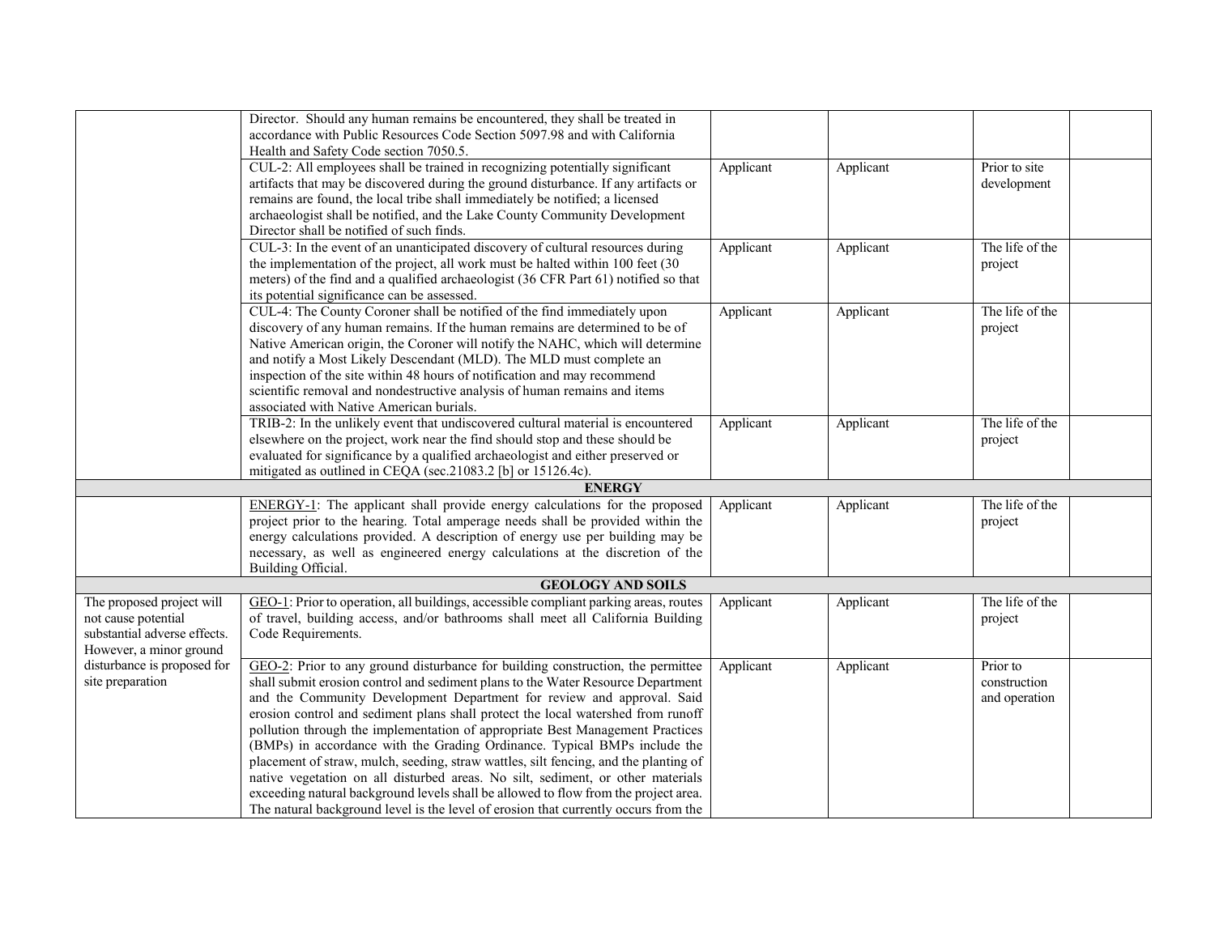| | | | | | |
|---|---|---|---|---|---|
| | Director. Should any human remains be encountered, they shall be treated in accordance with Public Resources Code Section 5097.98 and with California Health and Safety Code section 7050.5. | | | | |
| | CUL-2: All employees shall be trained in recognizing potentially significant artifacts that may be discovered during the ground disturbance. If any artifacts or remains are found, the local tribe shall immediately be notified; a licensed archaeologist shall be notified, and the Lake County Community Development Director shall be notified of such finds. | Applicant | Applicant | Prior to site development | |
| | CUL-3: In the event of an unanticipated discovery of cultural resources during the implementation of the project, all work must be halted within 100 feet (30 meters) of the find and a qualified archaeologist (36 CFR Part 61) notified so that its potential significance can be assessed. | Applicant | Applicant | The life of the project | |
| | CUL-4: The County Coroner shall be notified of the find immediately upon discovery of any human remains. If the human remains are determined to be of Native American origin, the Coroner will notify the NAHC, which will determine and notify a Most Likely Descendant (MLD). The MLD must complete an inspection of the site within 48 hours of notification and may recommend scientific removal and nondestructive analysis of human remains and items associated with Native American burials. | Applicant | Applicant | The life of the project | |
| | TRIB-2: In the unlikely event that undiscovered cultural material is encountered elsewhere on the project, work near the find should stop and these should be evaluated for significance by a qualified archaeologist and either preserved or mitigated as outlined in CEQA (sec.21083.2 [b] or 15126.4c). | Applicant | Applicant | The life of the project | |
| **ENERGY** | | | | | |
| | ENERGY-1: The applicant shall provide energy calculations for the proposed project prior to the hearing. Total amperage needs shall be provided within the energy calculations provided. A description of energy use per building may be necessary, as well as engineered energy calculations at the discretion of the Building Official. | Applicant | Applicant | The life of the project | |
| **GEOLOGY AND SOILS** | | | | | |
| The proposed project will not cause potential substantial adverse effects. However, a minor ground disturbance is proposed for site preparation | GEO-1: Prior to operation, all buildings, accessible compliant parking areas, routes of travel, building access, and/or bathrooms shall meet all California Building Code Requirements. | Applicant | Applicant | The life of the project | |
| | GEO-2: Prior to any ground disturbance for building construction, the permittee shall submit erosion control and sediment plans to the Water Resource Department and the Community Development Department for review and approval. Said erosion control and sediment plans shall protect the local watershed from runoff pollution through the implementation of appropriate Best Management Practices (BMPs) in accordance with the Grading Ordinance. Typical BMPs include the placement of straw, mulch, seeding, straw wattles, silt fencing, and the planting of native vegetation on all disturbed areas. No silt, sediment, or other materials exceeding natural background levels shall be allowed to flow from the project area. The natural background level is the level of erosion that currently occurs from the | Applicant | Applicant | Prior to construction and operation | |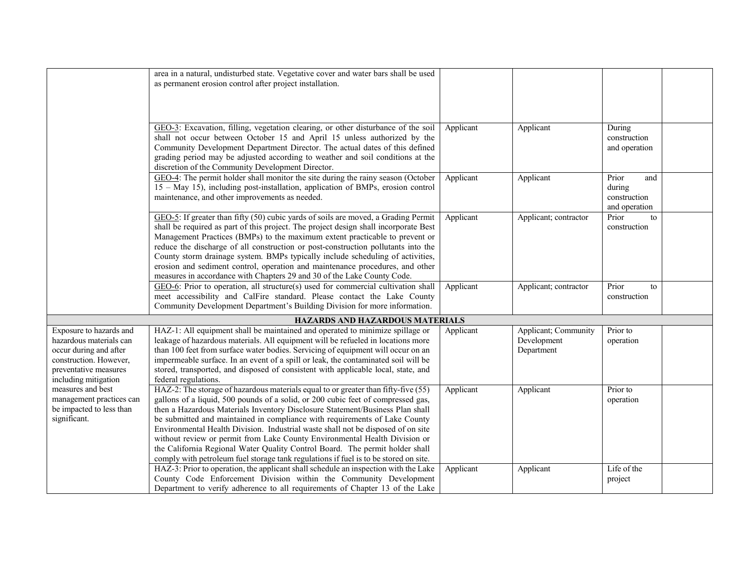| | | | | | |
|---|---|---|---|---|---|
| | area in a natural, undisturbed state. Vegetative cover and water bars shall be used as permanent erosion control after project installation. | | | | |
| | GEO-3: Excavation, filling, vegetation clearing, or other disturbance of the soil shall not occur between October 15 and April 15 unless authorized by the Community Development Department Director. The actual dates of this defined grading period may be adjusted according to weather and soil conditions at the discretion of the Community Development Director. | Applicant | Applicant | During construction and operation | |
| | GEO-4: The permit holder shall monitor the site during the rainy season (October 15 – May 15), including post-installation, application of BMPs, erosion control maintenance, and other improvements as needed. | Applicant | Applicant | Prior and during construction and operation | |
| | GEO-5: If greater than fifty (50) cubic yards of soils are moved, a Grading Permit shall be required as part of this project. The project design shall incorporate Best Management Practices (BMPs) to the maximum extent practicable to prevent or reduce the discharge of all construction or post-construction pollutants into the County storm drainage system. BMPs typically include scheduling of activities, erosion and sediment control, operation and maintenance procedures, and other measures in accordance with Chapters 29 and 30 of the Lake County Code. | Applicant | Applicant; contractor | Prior to construction | |
| | GEO-6: Prior to operation, all structure(s) used for commercial cultivation shall meet accessibility and CalFire standard. Please contact the Lake County Community Development Department's Building Division for more information. | Applicant | Applicant; contractor | Prior to construction | |
| **HAZARDS AND HAZARDOUS MATERIALS** | | | | | |
| Exposure to hazards and hazardous materials can occur during and after construction. However, preventative measures including mitigation measures and best management practices can be impacted to less than significant. | HAZ-1: All equipment shall be maintained and operated to minimize spillage or leakage of hazardous materials. All equipment will be refueled in locations more than 100 feet from surface water bodies. Servicing of equipment will occur on an impermeable surface. In an event of a spill or leak, the contaminated soil will be stored, transported, and disposed of consistent with applicable local, state, and federal regulations. | Applicant | Applicant; Community Development Department | Prior to operation | |
| | HAZ-2: The storage of hazardous materials equal to or greater than fifty-five (55) gallons of a liquid, 500 pounds of a solid, or 200 cubic feet of compressed gas, then a Hazardous Materials Inventory Disclosure Statement/Business Plan shall be submitted and maintained in compliance with requirements of Lake County Environmental Health Division. Industrial waste shall not be disposed of on site without review or permit from Lake County Environmental Health Division or the California Regional Water Quality Control Board. The permit holder shall comply with petroleum fuel storage tank regulations if fuel is to be stored on site. | Applicant | Applicant | Prior to operation | |
| | HAZ-3: Prior to operation, the applicant shall schedule an inspection with the Lake County Code Enforcement Division within the Community Development Department to verify adherence to all requirements of Chapter 13 of the Lake | Applicant | Applicant | Life of the project | |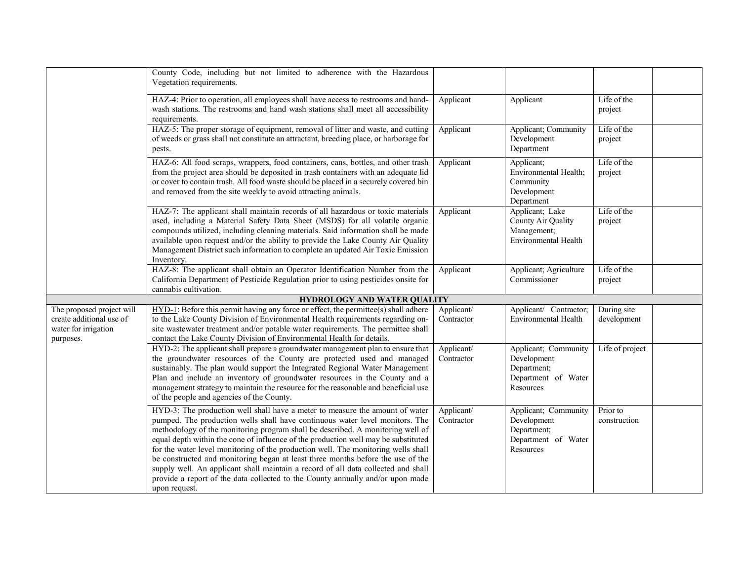| | | | | | |
|---|---|---|---|---|---|
| | County Code, including but not limited to adherence with the Hazardous Vegetation requirements. | | | | |
| | HAZ-4: Prior to operation, all employees shall have access to restrooms and hand-wash stations. The restrooms and hand wash stations shall meet all accessibility requirements. | Applicant | Applicant | Life of the project | |
| | HAZ-5: The proper storage of equipment, removal of litter and waste, and cutting of weeds or grass shall not constitute an attractant, breeding place, or harborage for pests. | Applicant | Applicant; Community Development Department | Life of the project | |
| | HAZ-6: All food scraps, wrappers, food containers, cans, bottles, and other trash from the project area should be deposited in trash containers with an adequate lid or cover to contain trash. All food waste should be placed in a securely covered bin and removed from the site weekly to avoid attracting animals. | Applicant | Applicant; Environmental Health; Community Development Department | Life of the project | |
| | HAZ-7: The applicant shall maintain records of all hazardous or toxic materials used, including a Material Safety Data Sheet (MSDS) for all volatile organic compounds utilized, including cleaning materials. Said information shall be made available upon request and/or the ability to provide the Lake County Air Quality Management District such information to complete an updated Air Toxic Emission Inventory. | Applicant | Applicant; Lake County Air Quality Management; Environmental Health | Life of the project | |
| | HAZ-8: The applicant shall obtain an Operator Identification Number from the California Department of Pesticide Regulation prior to using pesticides onsite for cannabis cultivation. | Applicant | Applicant; Agriculture Commissioner | Life of the project | |
| **HYDROLOGY AND WATER QUALITY** | | | | | |
| The proposed project will create additional use of water for irrigation purposes. | HYD-1: Before this permit having any force or effect, the permittee(s) shall adhere to the Lake County Division of Environmental Health requirements regarding on-site wastewater treatment and/or potable water requirements. The permittee shall contact the Lake County Division of Environmental Health for details. | Applicant/ Contractor | Applicant/ Contractor; Environmental Health | During site development | |
| | HYD-2: The applicant shall prepare a groundwater management plan to ensure that the groundwater resources of the County are protected used and managed sustainably. The plan would support the Integrated Regional Water Management Plan and include an inventory of groundwater resources in the County and a management strategy to maintain the resource for the reasonable and beneficial use of the people and agencies of the County. | Applicant/ Contractor | Applicant; Community Development Department; Department of Water Resources | Life of project | |
| | HYD-3: The production well shall have a meter to measure the amount of water pumped. The production wells shall have continuous water level monitors. The methodology of the monitoring program shall be described. A monitoring well of equal depth within the cone of influence of the production well may be substituted for the water level monitoring of the production well. The monitoring wells shall be constructed and monitoring began at least three months before the use of the supply well. An applicant shall maintain a record of all data collected and shall provide a report of the data collected to the County annually and/or upon made upon request. | Applicant/ Contractor | Applicant; Community Development Department; Department of Water Resources | Prior to construction | |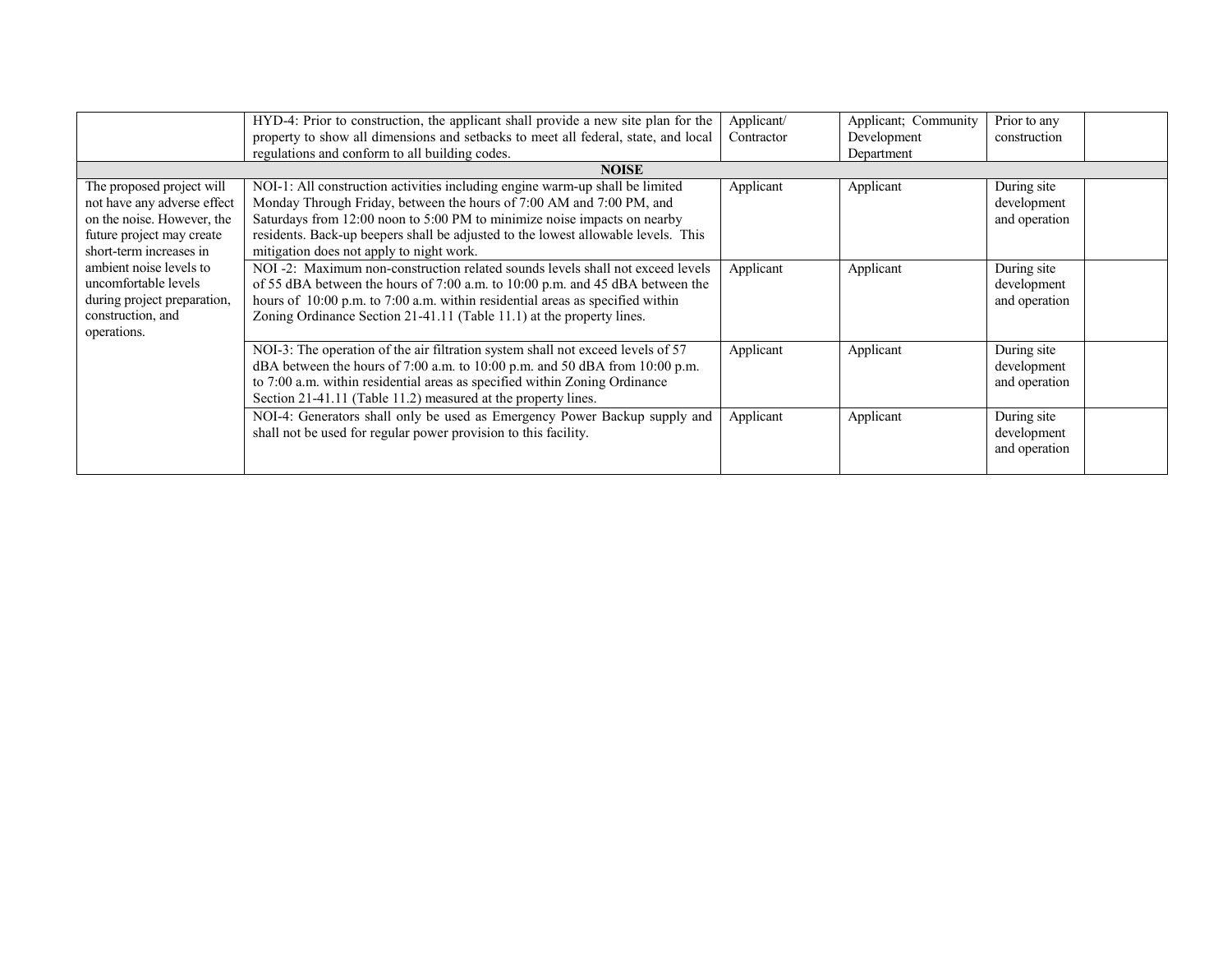| | | | | | |
|---|---|---|---|---|---|
| | HYD-4: Prior to construction, the applicant shall provide a new site plan for the property to show all dimensions and setbacks to meet all federal, state, and local regulations and conform to all building codes. | Applicant/ Contractor | Applicant; Community Development Department | Prior to any construction | |
| **NOISE** | | | | | |
| The proposed project will not have any adverse effect on the noise. However, the future project may create short-term increases in ambient noise levels to uncomfortable levels during project preparation, construction, and operations. | NOI-1: All construction activities including engine warm-up shall be limited Monday Through Friday, between the hours of 7:00 AM and 7:00 PM, and Saturdays from 12:00 noon to 5:00 PM to minimize noise impacts on nearby residents. Back-up beepers shall be adjusted to the lowest allowable levels. This mitigation does not apply to night work. | Applicant | Applicant | During site development and operation | |
| | NOI -2: Maximum non-construction related sounds levels shall not exceed levels of 55 dBA between the hours of 7:00 a.m. to 10:00 p.m. and 45 dBA between the hours of 10:00 p.m. to 7:00 a.m. within residential areas as specified within Zoning Ordinance Section 21-41.11 (Table 11.1) at the property lines. | Applicant | Applicant | During site development and operation | |
| | NOI-3: The operation of the air filtration system shall not exceed levels of 57 dBA between the hours of 7:00 a.m. to 10:00 p.m. and 50 dBA from 10:00 p.m. to 7:00 a.m. within residential areas as specified within Zoning Ordinance Section 21-41.11 (Table 11.2) measured at the property lines. | Applicant | Applicant | During site development and operation | |
| | NOI-4: Generators shall only be used as Emergency Power Backup supply and shall not be used for regular power provision to this facility. | Applicant | Applicant | During site development and operation | |